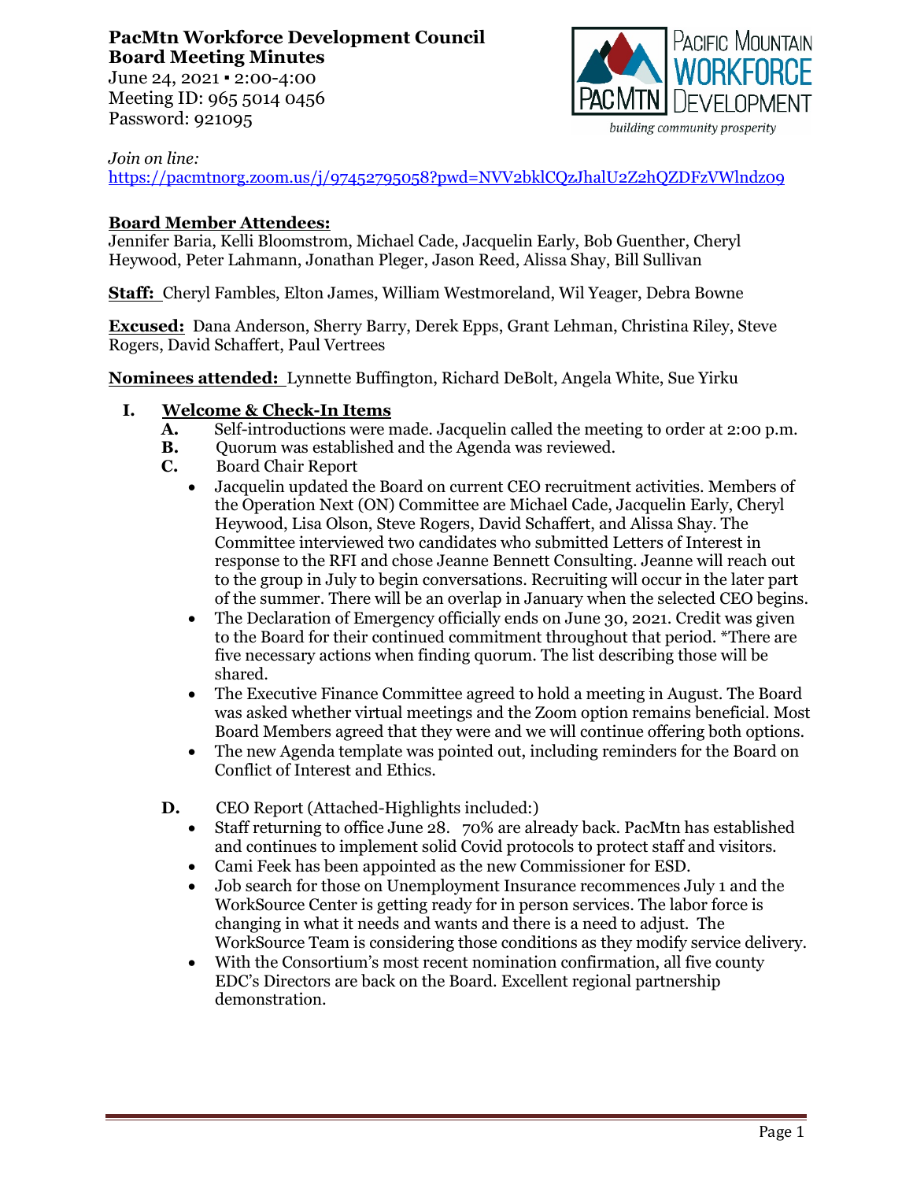# PacMtn Workforce Development Council
## Board Meeting Minutes

June 24, 2021 ▪ 2:00-4:00
Meeting ID: 965 5014 0456
Password: 921095

*Join on line:*
https://pacmtnorg.zoom.us/j/97452795058?pwd=NVV2bklCQzJhalU2Z2hQZDFzVWlndz09

**Board Member Attendees:**
Jennifer Baria, Kelli Bloomstrom, Michael Cade, Jacquelin Early, Bob Guenther, Cheryl Heywood, Peter Lahmann, Jonathan Pleger, Jason Reed, Alissa Shay, Bill Sullivan

**Staff:** Cheryl Fambles, Elton James, William Westmoreland, Wil Yeager, Debra Bowne

**Excused:** Dana Anderson, Sherry Barry, Derek Epps, Grant Lehman, Christina Riley, Steve Rogers, David Schaffert, Paul Vertrees

**Nominees attended:** Lynnette Buffington, Richard DeBolt, Angela White, Sue Yirku

**I. Welcome & Check-In Items**

**A.** Self-introductions were made. Jacquelin called the meeting to order at 2:00 p.m.

**B.** Quorum was established and the Agenda was reviewed.

**C.** Board Chair Report

- Jacquelin updated the Board on current CEO recruitment activities. Members of the Operation Next (ON) Committee are Michael Cade, Jacquelin Early, Cheryl Heywood, Lisa Olson, Steve Rogers, David Schaffert, and Alissa Shay. The Committee interviewed two candidates who submitted Letters of Interest in response to the RFI and chose Jeanne Bennett Consulting. Jeanne will reach out to the group in July to begin conversations. Recruiting will occur in the later part of the summer. There will be an overlap in January when the selected CEO begins.
- The Declaration of Emergency officially ends on June 30, 2021. Credit was given to the Board for their continued commitment throughout that period. *There are five necessary actions when finding quorum. The list describing those will be shared.
- The Executive Finance Committee agreed to hold a meeting in August. The Board was asked whether virtual meetings and the Zoom option remains beneficial. Most Board Members agreed that they were and we will continue offering both options.
- The new Agenda template was pointed out, including reminders for the Board on Conflict of Interest and Ethics.

**D.** CEO Report (Attached-Highlights included:)

- Staff returning to office June 28. 70% are already back. PacMtn has established and continues to implement solid Covid protocols to protect staff and visitors.
- Cami Feek has been appointed as the new Commissioner for ESD.
- Job search for those on Unemployment Insurance recommences July 1 and the WorkSource Center is getting ready for in person services. The labor force is changing in what it needs and wants and there is a need to adjust. The WorkSource Team is considering those conditions as they modify service delivery.
- With the Consortium's most recent nomination confirmation, all five county EDC's Directors are back on the Board. Excellent regional partnership demonstration.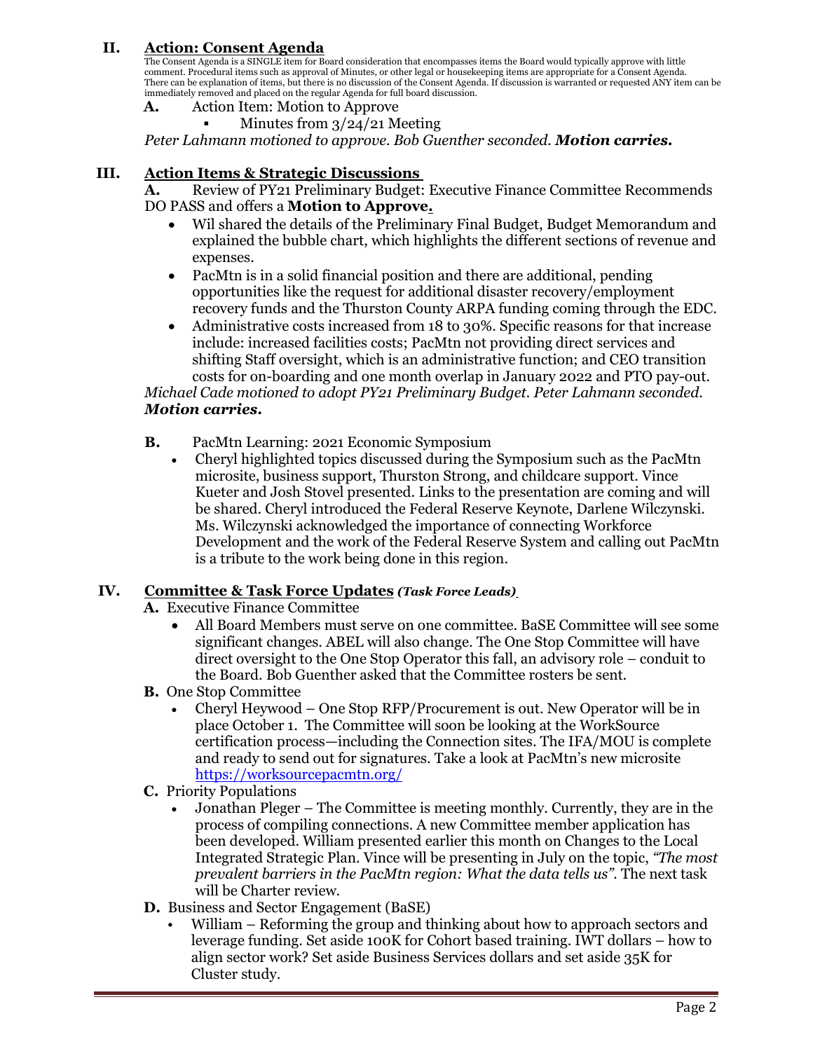## II. Action: Consent Agenda

The Consent Agenda is a SINGLE item for Board consideration that encompasses items the Board would typically approve with little comment. Procedural items such as approval of Minutes, or other legal or housekeeping items are appropriate for a Consent Agenda. There can be explanation of items, but there is no discussion of the Consent Agenda. If discussion is warranted or requested ANY item can be immediately removed and placed on the regular Agenda for full board discussion.

**A.** Action Item: Motion to Approve

- Minutes from 3/24/21 Meeting

*Peter Lahmann motioned to approve. Bob Guenther seconded.* ***Motion carries.***

## III. Action Items & Strategic Discussions

**A.** Review of PY21 Preliminary Budget: Executive Finance Committee Recommends DO PASS and offers a **Motion to Approve.**

- Wil shared the details of the Preliminary Final Budget, Budget Memorandum and explained the bubble chart, which highlights the different sections of revenue and expenses.
- PacMtn is in a solid financial position and there are additional, pending opportunities like the request for additional disaster recovery/employment recovery funds and the Thurston County ARPA funding coming through the EDC.
- Administrative costs increased from 18 to 30%. Specific reasons for that increase include: increased facilities costs; PacMtn not providing direct services and shifting Staff oversight, which is an administrative function; and CEO transition costs for on-boarding and one month overlap in January 2022 and PTO pay-out.

*Michael Cade motioned to adopt PY21 Preliminary Budget. Peter Lahmann seconded.* ***Motion carries.***

**B.** PacMtn Learning: 2021 Economic Symposium

- Cheryl highlighted topics discussed during the Symposium such as the PacMtn microsite, business support, Thurston Strong, and childcare support. Vince Kueter and Josh Stovel presented. Links to the presentation are coming and will be shared. Cheryl introduced the Federal Reserve Keynote, Darlene Wilczynski. Ms. Wilczynski acknowledged the importance of connecting Workforce Development and the work of the Federal Reserve System and calling out PacMtn is a tribute to the work being done in this region.

## IV. Committee & Task Force Updates *(Task Force Leads)*

**A.** Executive Finance Committee

- All Board Members must serve on one committee. BaSE Committee will see some significant changes. ABEL will also change. The One Stop Committee will have direct oversight to the One Stop Operator this fall, an advisory role – conduit to the Board. Bob Guenther asked that the Committee rosters be sent.

**B.** One Stop Committee

- Cheryl Heywood – One Stop RFP/Procurement is out. New Operator will be in place October 1. The Committee will soon be looking at the WorkSource certification process—including the Connection sites. The IFA/MOU is complete and ready to send out for signatures. Take a look at PacMtn's new microsite https://worksourcepacmtn.org/

**C.** Priority Populations

- Jonathan Pleger – The Committee is meeting monthly. Currently, they are in the process of compiling connections. A new Committee member application has been developed. William presented earlier this month on Changes to the Local Integrated Strategic Plan. Vince will be presenting in July on the topic, *"The most prevalent barriers in the PacMtn region: What the data tells us"*. The next task will be Charter review.

**D.** Business and Sector Engagement (BaSE)

- William – Reforming the group and thinking about how to approach sectors and leverage funding. Set aside 100K for Cohort based training. IWT dollars – how to align sector work? Set aside Business Services dollars and set aside 35K for Cluster study.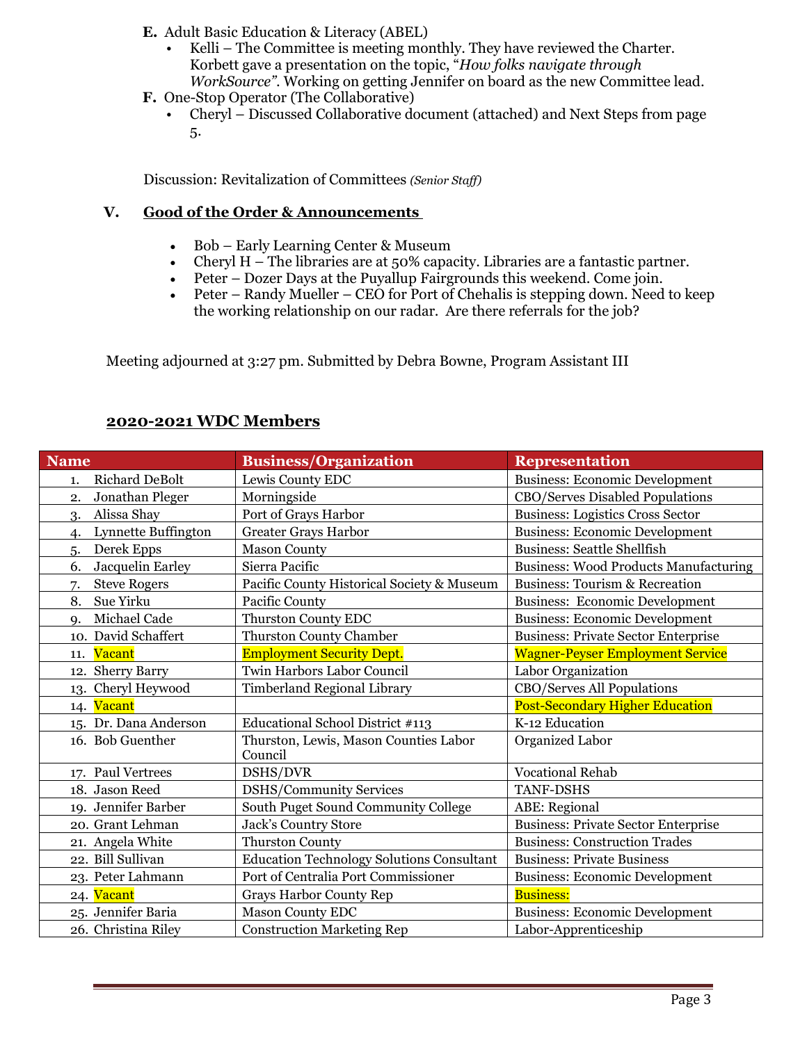**E.** Adult Basic Education & Literacy (ABEL)

- Kelli – The Committee is meeting monthly. They have reviewed the Charter. Korbett gave a presentation on the topic, "*How folks navigate through WorkSource*". Working on getting Jennifer on board as the new Committee lead.

**F.** One-Stop Operator (The Collaborative)

- Cheryl – Discussed Collaborative document (attached) and Next Steps from page 5.

Discussion: Revitalization of Committees *(Senior Staff)*

## V. Good of the Order & Announcements

- Bob – Early Learning Center & Museum
- Cheryl H – The libraries are at 50% capacity. Libraries are a fantastic partner.
- Peter – Dozer Days at the Puyallup Fairgrounds this weekend. Come join.
- Peter – Randy Mueller – CEO for Port of Chehalis is stepping down. Need to keep the working relationship on our radar. Are there referrals for the job?

Meeting adjourned at 3:27 pm. Submitted by Debra Bowne, Program Assistant III

## 2020-2021 WDC Members

| Name | Business/Organization | Representation |
|---|---|---|
| 1. Richard DeBolt | Lewis County EDC | Business: Economic Development |
| 2. Jonathan Pleger | Morningside | CBO/Serves Disabled Populations |
| 3. Alissa Shay | Port of Grays Harbor | Business: Logistics Cross Sector |
| 4. Lynnette Buffington | Greater Grays Harbor | Business: Economic Development |
| 5. Derek Epps | Mason County | Business: Seattle Shellfish |
| 6. Jacquelin Earley | Sierra Pacific | Business: Wood Products Manufacturing |
| 7. Steve Rogers | Pacific County Historical Society & Museum | Business: Tourism & Recreation |
| 8. Sue Yirku | Pacific County | Business: Economic Development |
| 9. Michael Cade | Thurston County EDC | Business: Economic Development |
| 10. David Schaffert | Thurston County Chamber | Business: Private Sector Enterprise |
| 11. Vacant | Employment Security Dept. | Wagner-Peyser Employment Service |
| 12. Sherry Barry | Twin Harbors Labor Council | Labor Organization |
| 13. Cheryl Heywood | Timberland Regional Library | CBO/Serves All Populations |
| 14. Vacant | | Post-Secondary Higher Education |
| 15. Dr. Dana Anderson | Educational School District #113 | K-12 Education |
| 16. Bob Guenther | Thurston, Lewis, Mason Counties Labor Council | Organized Labor |
| 17. Paul Vertrees | DSHS/DVR | Vocational Rehab |
| 18. Jason Reed | DSHS/Community Services | TANF-DSHS |
| 19. Jennifer Barber | South Puget Sound Community College | ABE: Regional |
| 20. Grant Lehman | Jack's Country Store | Business: Private Sector Enterprise |
| 21. Angela White | Thurston County | Business: Construction Trades |
| 22. Bill Sullivan | Education Technology Solutions Consultant | Business: Private Business |
| 23. Peter Lahmann | Port of Centralia Port Commissioner | Business: Economic Development |
| 24. Vacant | Grays Harbor County Rep | Business: |
| 25. Jennifer Baria | Mason County EDC | Business: Economic Development |
| 26. Christina Riley | Construction Marketing Rep | Labor-Apprenticeship |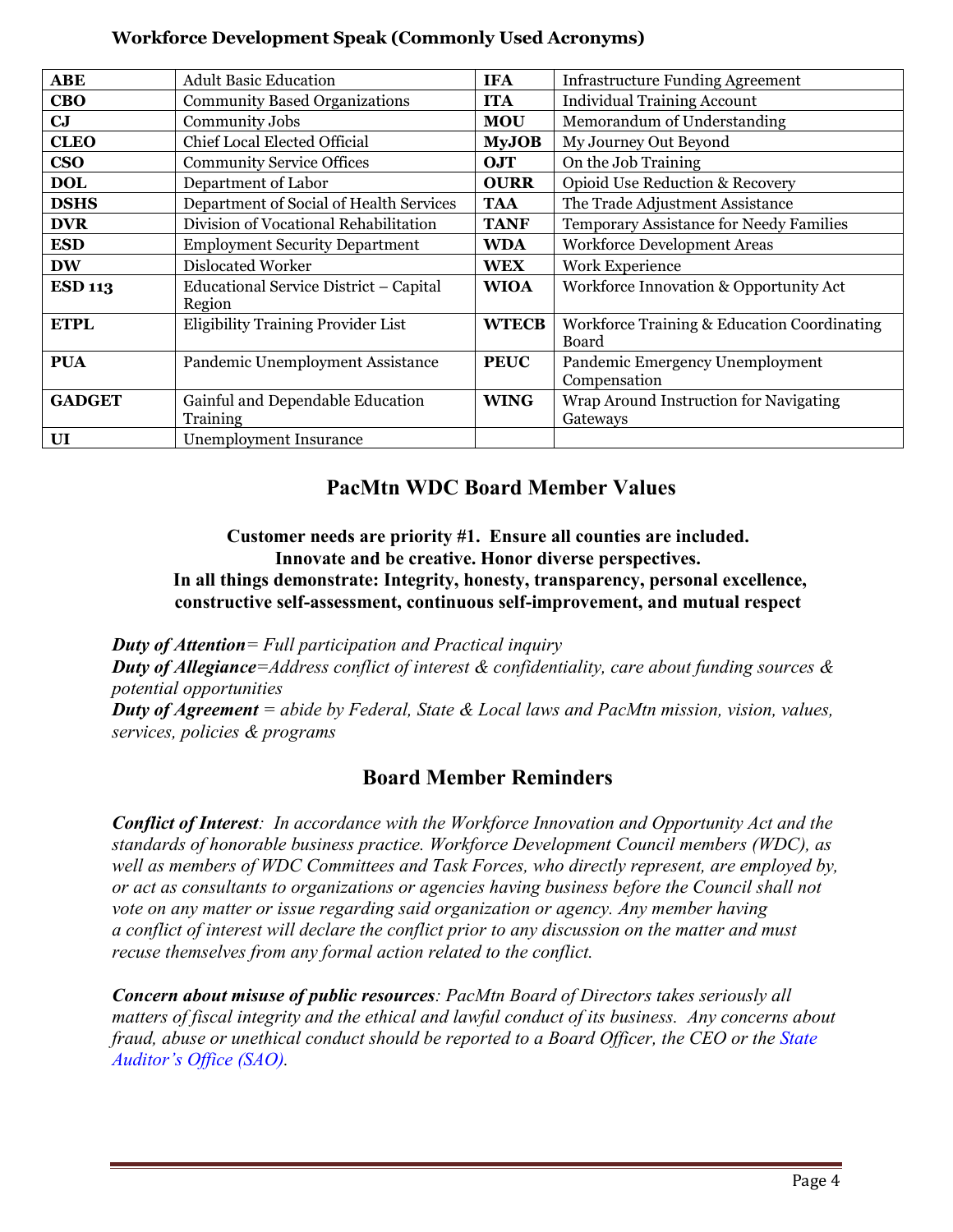### Workforce Development Speak (Commonly Used Acronyms)

| | | | |
|---|---|---|---|
| **ABE** | Adult Basic Education | **IFA** | Infrastructure Funding Agreement |
| **CBO** | Community Based Organizations | **ITA** | Individual Training Account |
| **CJ** | Community Jobs | **MOU** | Memorandum of Understanding |
| **CLEO** | Chief Local Elected Official | **MyJOB** | My Journey Out Beyond |
| **CSO** | Community Service Offices | **OJT** | On the Job Training |
| **DOL** | Department of Labor | **OURR** | Opioid Use Reduction & Recovery |
| **DSHS** | Department of Social of Health Services | **TAA** | The Trade Adjustment Assistance |
| **DVR** | Division of Vocational Rehabilitation | **TANF** | Temporary Assistance for Needy Families |
| **ESD** | Employment Security Department | **WDA** | Workforce Development Areas |
| **DW** | Dislocated Worker | **WEX** | Work Experience |
| **ESD 113** | Educational Service District – Capital Region | **WIOA** | Workforce Innovation & Opportunity Act |
| **ETPL** | Eligibility Training Provider List | **WTECB** | Workforce Training & Education Coordinating Board |
| **PUA** | Pandemic Unemployment Assistance | **PEUC** | Pandemic Emergency Unemployment Compensation |
| **GADGET** | Gainful and Dependable Education Training | **WING** | Wrap Around Instruction for Navigating Gateways |
| **UI** | Unemployment Insurance | | |

## PacMtn WDC Board Member Values

**Customer needs are priority #1. Ensure all counties are included.**
**Innovate and be creative. Honor diverse perspectives.**
**In all things demonstrate: Integrity, honesty, transparency, personal excellence, constructive self-assessment, continuous self-improvement, and mutual respect**

***Duty of Attention****= Full participation and Practical inquiry*
***Duty of Allegiance****=Address conflict of interest & confidentiality, care about funding sources & potential opportunities*
***Duty of Agreement*** *= abide by Federal, State & Local laws and PacMtn mission, vision, values, services, policies & programs*

## Board Member Reminders

***Conflict of Interest****: In accordance with the Workforce Innovation and Opportunity Act and the standards of honorable business practice. Workforce Development Council members (WDC), as well as members of WDC Committees and Task Forces, who directly represent, are employed by, or act as consultants to organizations or agencies having business before the Council shall not vote on any matter or issue regarding said organization or agency. Any member having a conflict of interest will declare the conflict prior to any discussion on the matter and must recuse themselves from any formal action related to the conflict.*

***Concern about misuse of public resources****: PacMtn Board of Directors takes seriously all matters of fiscal integrity and the ethical and lawful conduct of its business. Any concerns about fraud, abuse or unethical conduct should be reported to a Board Officer, the CEO or the State Auditor's Office (SAO).*